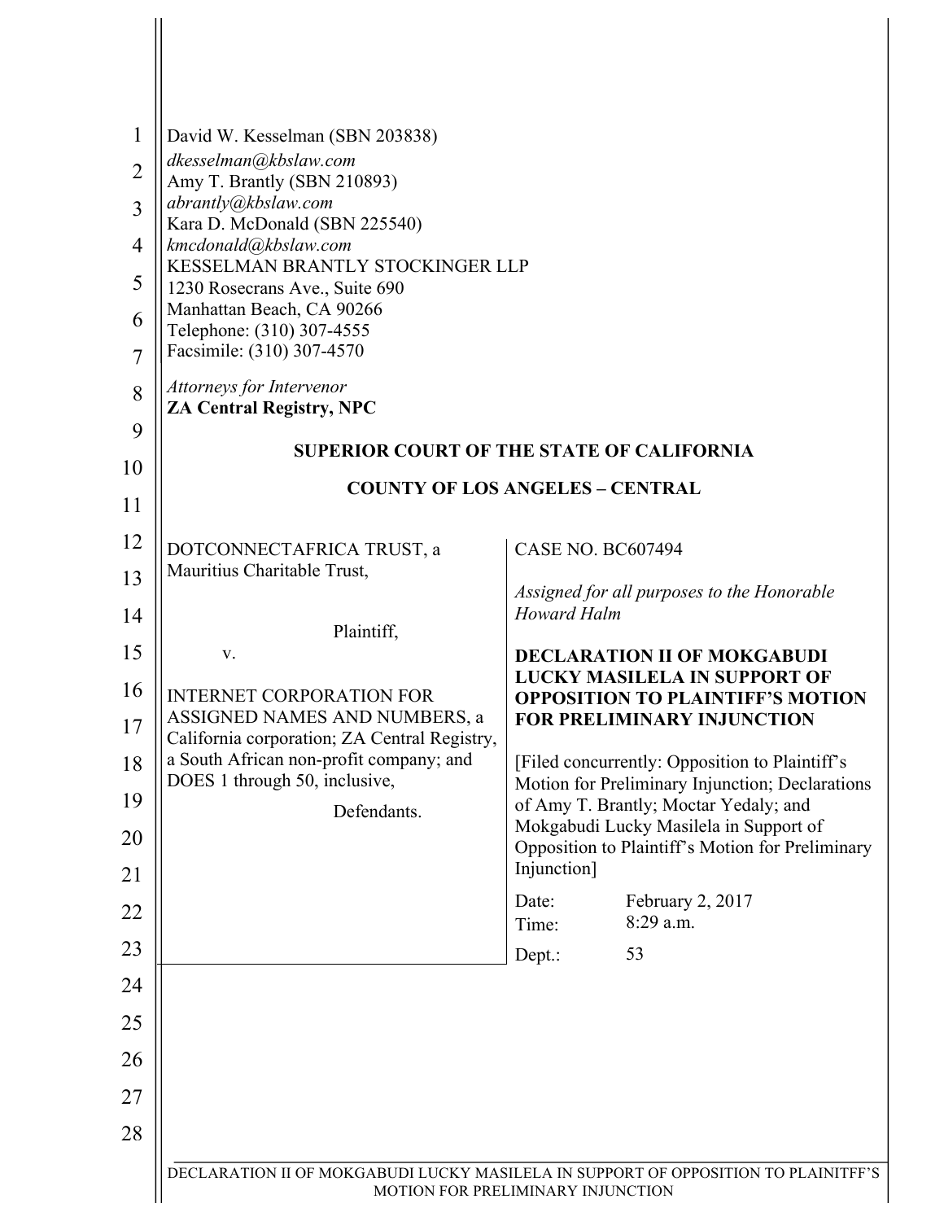David W. Kesselman (SBN 203838)
*dkesselman@kbslaw.com*
Amy T. Brantly (SBN 210893)
*abrantly@kbslaw.com*
Kara D. McDonald (SBN 225540)
*kmcdonald@kbslaw.com*
KESSELMAN BRANTLY STOCKINGER LLP
1230 Rosecrans Ave., Suite 690
Manhattan Beach, CA 90266
Telephone: (310) 307-4555
Facsimile: (310) 307-4570

*Attorneys for Intervenor*
**ZA Central Registry, NPC**

**SUPERIOR COURT OF THE STATE OF CALIFORNIA**

**COUNTY OF LOS ANGELES – CENTRAL**

DOTCONNECTAFRICA TRUST, a Mauritius Charitable Trust,

Plaintiff,

v.

INTERNET CORPORATION FOR ASSIGNED NAMES AND NUMBERS, a California corporation; ZA Central Registry, a South African non-profit company; and DOES 1 through 50, inclusive,

Defendants.

CASE NO. BC607494

*Assigned for all purposes to the Honorable Howard Halm*

**DECLARATION II OF MOKGABUDI LUCKY MASILELA IN SUPPORT OF OPPOSITION TO PLAINTIFF'S MOTION FOR PRELIMINARY INJUNCTION**

[Filed concurrently: Opposition to Plaintiff's Motion for Preliminary Injunction; Declarations of Amy T. Brantly; Moctar Yedaly; and Mokgabudi Lucky Masilela in Support of Opposition to Plaintiff's Motion for Preliminary Injunction]

Date: February 2, 2017
Time: 8:29 a.m.
Dept.: 53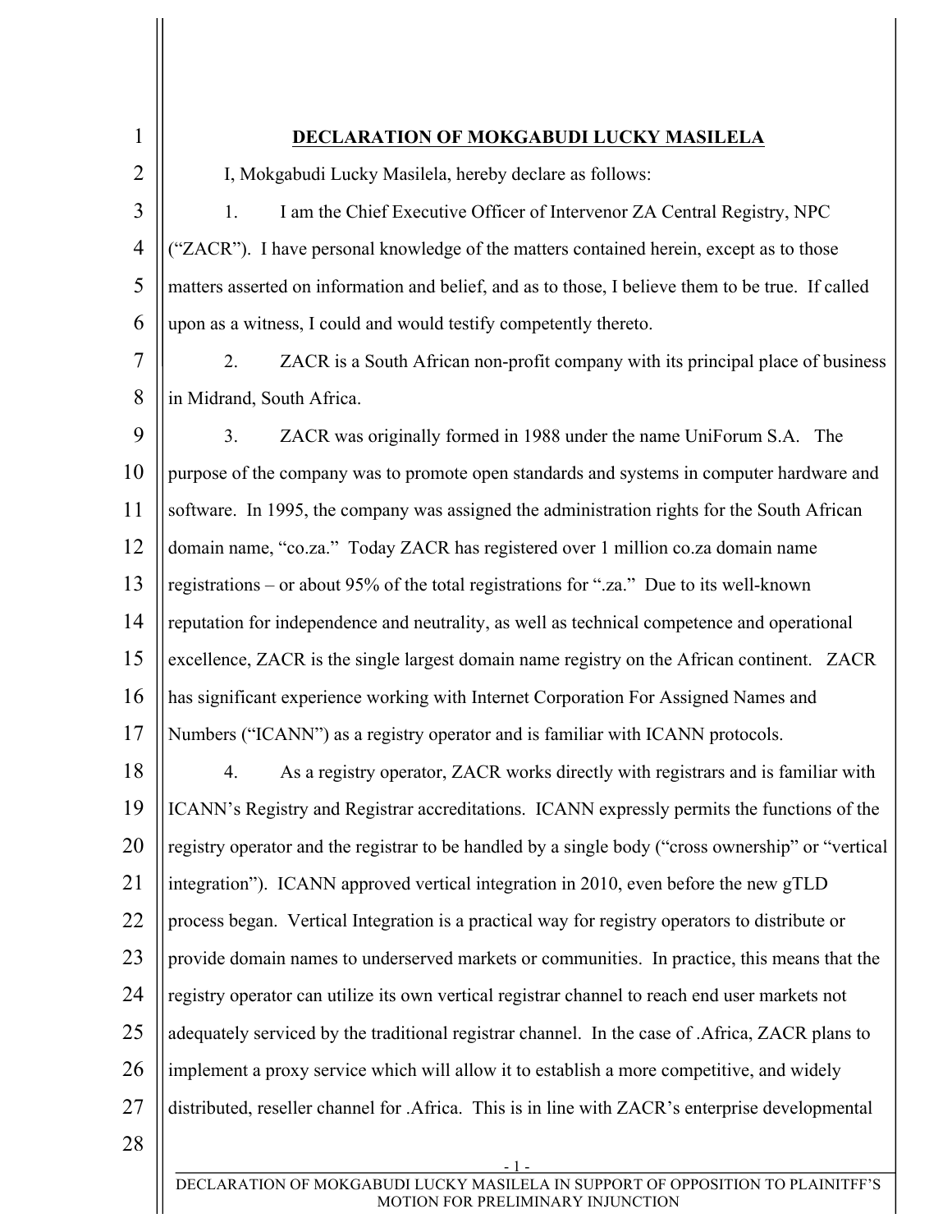# DECLARATION OF MOKGABUDI LUCKY MASILELA

I, Mokgabudi Lucky Masilela, hereby declare as follows:

1. I am the Chief Executive Officer of Intervenor ZA Central Registry, NPC ("ZACR"). I have personal knowledge of the matters contained herein, except as to those matters asserted on information and belief, and as to those, I believe them to be true. If called upon as a witness, I could and would testify competently thereto.

2. ZACR is a South African non-profit company with its principal place of business in Midrand, South Africa.

3. ZACR was originally formed in 1988 under the name UniForum S.A. The purpose of the company was to promote open standards and systems in computer hardware and software. In 1995, the company was assigned the administration rights for the South African domain name, "co.za." Today ZACR has registered over 1 million co.za domain name registrations – or about 95% of the total registrations for ".za." Due to its well-known reputation for independence and neutrality, as well as technical competence and operational excellence, ZACR is the single largest domain name registry on the African continent. ZACR has significant experience working with Internet Corporation For Assigned Names and Numbers ("ICANN") as a registry operator and is familiar with ICANN protocols.

4. As a registry operator, ZACR works directly with registrars and is familiar with ICANN's Registry and Registrar accreditations. ICANN expressly permits the functions of the registry operator and the registrar to be handled by a single body ("cross ownership" or "vertical integration"). ICANN approved vertical integration in 2010, even before the new gTLD process began. Vertical Integration is a practical way for registry operators to distribute or provide domain names to underserved markets or communities. In practice, this means that the registry operator can utilize its own vertical registrar channel to reach end user markets not adequately serviced by the traditional registrar channel. In the case of .Africa, ZACR plans to implement a proxy service which will allow it to establish a more competitive, and widely distributed, reseller channel for .Africa. This is in line with ZACR's enterprise developmental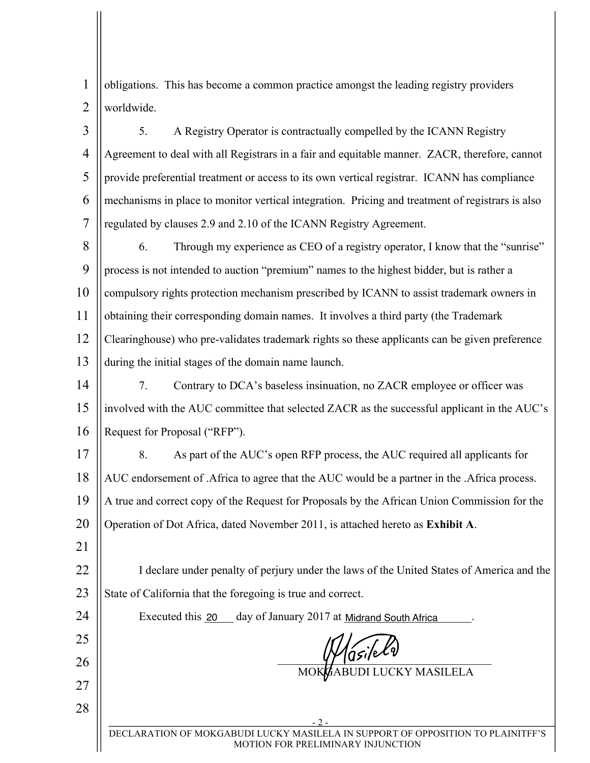obligations. This has become a common practice amongst the leading registry providers worldwide.

5. A Registry Operator is contractually compelled by the ICANN Registry Agreement to deal with all Registrars in a fair and equitable manner. ZACR, therefore, cannot provide preferential treatment or access to its own vertical registrar. ICANN has compliance mechanisms in place to monitor vertical integration. Pricing and treatment of registrars is also regulated by clauses 2.9 and 2.10 of the ICANN Registry Agreement.

6. Through my experience as CEO of a registry operator, I know that the "sunrise" process is not intended to auction "premium" names to the highest bidder, but is rather a compulsory rights protection mechanism prescribed by ICANN to assist trademark owners in obtaining their corresponding domain names. It involves a third party (the Trademark Clearinghouse) who pre-validates trademark rights so these applicants can be given preference during the initial stages of the domain name launch.

7. Contrary to DCA's baseless insinuation, no ZACR employee or officer was involved with the AUC committee that selected ZACR as the successful applicant in the AUC's Request for Proposal ("RFP").

8. As part of the AUC's open RFP process, the AUC required all applicants for AUC endorsement of .Africa to agree that the AUC would be a partner in the .Africa process. A true and correct copy of the Request for Proposals by the African Union Commission for the Operation of Dot Africa, dated November 2011, is attached hereto as **Exhibit A**.

I declare under penalty of perjury under the laws of the United States of America and the State of California that the foregoing is true and correct.

Executed this 20 day of January 2017 at Midrand South Africa.

MOKGABUDI LUCKY MASILELA

DECLARATION OF MOKGABUDI LUCKY MASILELA IN SUPPORT OF OPPOSITION TO PLAINITFF'S MOTION FOR PRELIMINARY INJUNCTION